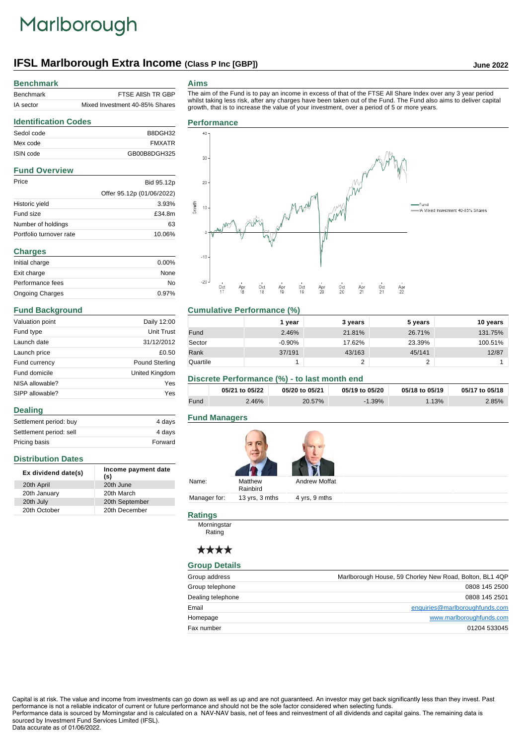# Marlborough

## IFSL Marlborough Extra Income (Class P Inc [GBP])

June 2022

## Benchmark

| | |
|---|---|
| Benchmark | FTSE AllSh TR GBP |
| IA sector | Mixed Investment 40-85% Shares |

## Identification Codes

| | |
|---|---|
| Sedol code | B8DGH32 |
| Mex code | FMXATR |
| ISIN code | GB00B8DGH325 |

## Fund Overview

| | |
|---|---|
| Price | Bid 95.12p |
| | Offer 95.12p (01/06/2022) |
| Historic yield | 3.93% |
| Fund size | £34.8m |
| Number of holdings | 63 |
| Portfolio turnover rate | 10.06% |

## Charges

| | |
|---|---|
| Initial charge | 0.00% |
| Exit charge | None |
| Performance fees | No |
| Ongoing Charges | 0.97% |

## Fund Background

| | |
|---|---|
| Valuation point | Daily 12:00 |
| Fund type | Unit Trust |
| Launch date | 31/12/2012 |
| Launch price | £0.50 |
| Fund currency | Pound Sterling |
| Fund domicile | United Kingdom |
| NISA allowable? | Yes |
| SIPP allowable? | Yes |

## Dealing

| | |
|---|---|
| Settlement period: buy | 4 days |
| Settlement period: sell | 4 days |
| Pricing basis | Forward |

## Distribution Dates

| Ex dividend date(s) | Income payment date (s) |
|---|---|
| 20th April | 20th June |
| 20th January | 20th March |
| 20th July | 20th September |
| 20th October | 20th December |

## Aims

The aim of the Fund is to pay an income in excess of that of the FTSE All Share Index over any 3 year period whilst taking less risk, after any charges have been taken out of the Fund. The Fund also aims to deliver capital growth, that is to increase the value of your investment, over a period of 5 or more years.

## Performance

## Cumulative Performance (%)

| | 1 year | 3 years | 5 years | 10 years |
|---|---|---|---|---|
| Fund | 2.46% | 21.81% | 26.71% | 131.75% |
| Sector | -0.90% | 17.62% | 23.39% | 100.51% |
| Rank | 37/191 | 43/163 | 45/141 | 12/87 |
| Quartile | 1 | 2 | 2 | 1 |

## Discrete Performance (%) - to last month end

| | 05/21 to 05/22 | 05/20 to 05/21 | 05/19 to 05/20 | 05/18 to 05/19 | 05/17 to 05/18 |
|---|---|---|---|---|---|
| Fund | 2.46% | 20.57% | -1.39% | 1.13% | 2.85% |

## Fund Managers

| | | |
|---|---|---|
| Name: | Matthew Rainbird | Andrew Moffat |
| Manager for: | 13 yrs, 3 mths | 4 yrs, 9 mths |

## Ratings

Morningstar Rating

★★★★

## Group Details

| | |
|---|---|
| Group address | Marlborough House, 59 Chorley New Road, Bolton, BL1 4QP |
| Group telephone | 0808 145 2500 |
| Dealing telephone | 0808 145 2501 |
| Email | enquiries@marlboroughfunds.com |
| Homepage | www.marlboroughfunds.com |
| Fax number | 01204 533045 |

Capital is at risk. The value and income from investments can go down as well as up and are not guaranteed. An investor may get back significantly less than they invest. Past performance is not a reliable indicator of current or future performance and should not be the sole factor considered when selecting funds.
Performance data is sourced by Morningstar and is calculated on a NAV-NAV basis, net of fees and reinvestment of all dividends and capital gains. The remaining data is sourced by Investment Fund Services Limited (IFSL).
Data accurate as of 01/06/2022.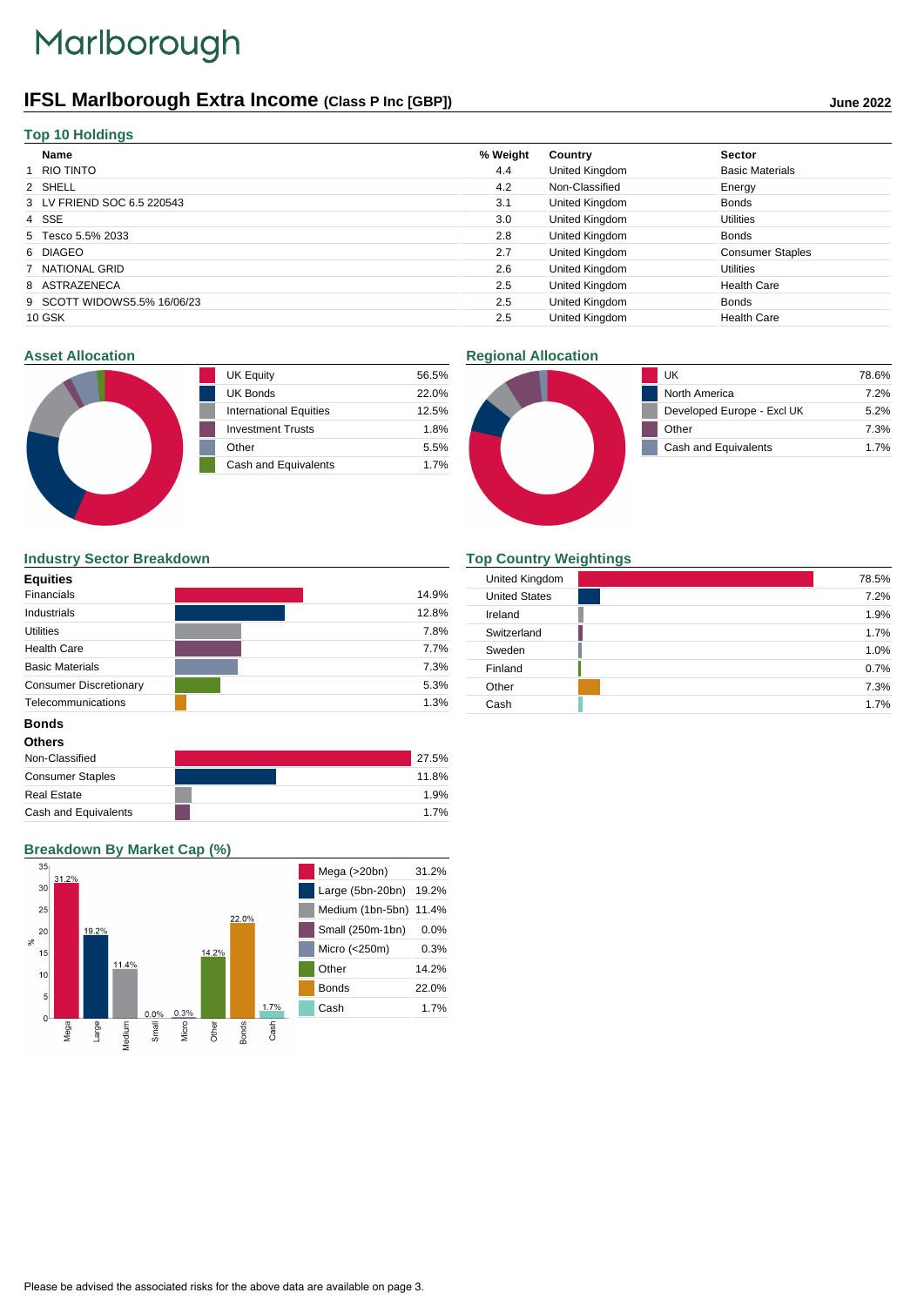Marlborough

# IFSL Marlborough Extra Income (Class P Inc [GBP])

**June 2022**

## Top 10 Holdings

| | Name | % Weight | Country | Sector |
|---|---|---|---|---|
| 1 | RIO TINTO | 4.4 | United Kingdom | Basic Materials |
| 2 | SHELL | 4.2 | Non-Classified | Energy |
| 3 | LV FRIEND SOC 6.5 220543 | 3.1 | United Kingdom | Bonds |
| 4 | SSE | 3.0 | United Kingdom | Utilities |
| 5 | Tesco 5.5% 2033 | 2.8 | United Kingdom | Bonds |
| 6 | DIAGEO | 2.7 | United Kingdom | Consumer Staples |
| 7 | NATIONAL GRID | 2.6 | United Kingdom | Utilities |
| 8 | ASTRAZENECA | 2.5 | United Kingdom | Health Care |
| 9 | SCOTT WIDOWS5.5% 16/06/23 | 2.5 | United Kingdom | Bonds |
| 10 | GSK | 2.5 | United Kingdom | Health Care |

## Asset Allocation

| Asset | % |
|---|---|
| UK Equity | 56.5% |
| UK Bonds | 22.0% |
| International Equities | 12.5% |
| Investment Trusts | 1.8% |
| Other | 5.5% |
| Cash and Equivalents | 1.7% |

## Regional Allocation

| Region | % |
|---|---|
| UK | 78.6% |
| North America | 7.2% |
| Developed Europe - Excl UK | 5.2% |
| Other | 7.3% |
| Cash and Equivalents | 1.7% |

## Industry Sector Breakdown

| Sector | % |
|---|---|
| **Equities** | |
| Financials | 14.9% |
| Industrials | 12.8% |
| Utilities | 7.8% |
| Health Care | 7.7% |
| Basic Materials | 7.3% |
| Consumer Discretionary | 5.3% |
| Telecommunications | 1.3% |
| **Bonds** | |
| **Others** | |
| Non-Classified | 27.5% |
| Consumer Staples | 11.8% |
| Real Estate | 1.9% |
| Cash and Equivalents | 1.7% |

## Top Country Weightings

| Country | % |
|---|---|
| United Kingdom | 78.5% |
| United States | 7.2% |
| Ireland | 1.9% |
| Switzerland | 1.7% |
| Sweden | 1.0% |
| Finland | 0.7% |
| Other | 7.3% |
| Cash | 1.7% |

## Breakdown By Market Cap (%)

| Market Cap | % |
|---|---|
| Mega (>20bn) | 31.2% |
| Large (5bn-20bn) | 19.2% |
| Medium (1bn-5bn) | 11.4% |
| Small (250m-1bn) | 0.0% |
| Micro (<250m) | 0.3% |
| Other | 14.2% |
| Bonds | 22.0% |
| Cash | 1.7% |

Please be advised the associated risks for the above data are available on page 3.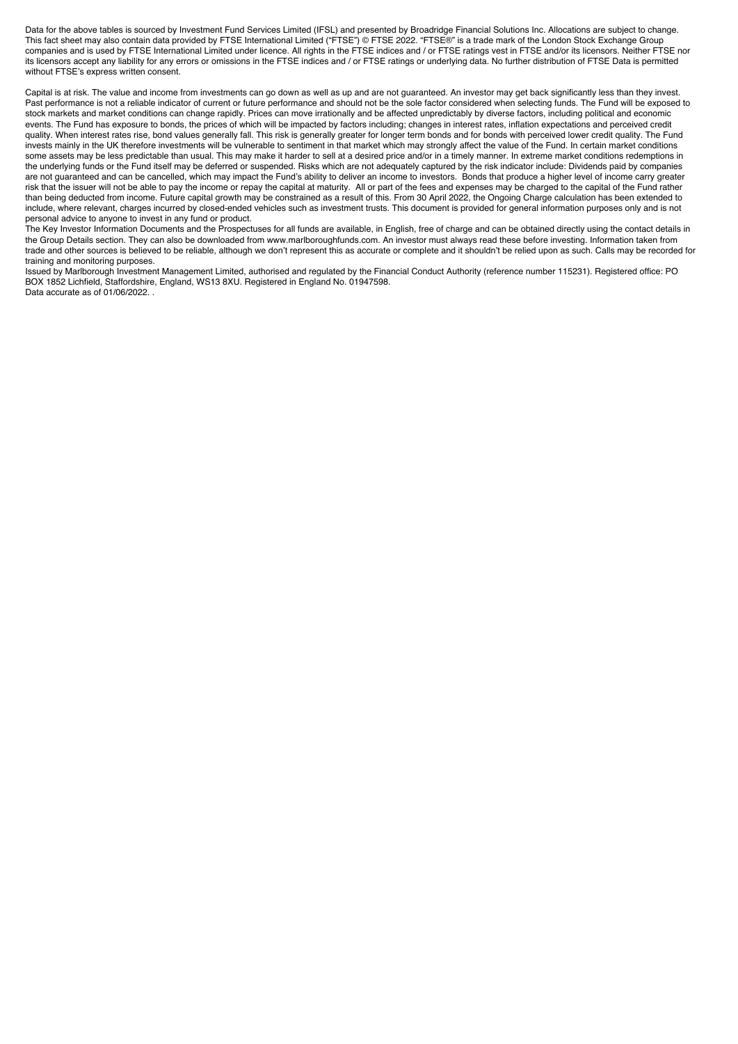Data for the above tables is sourced by Investment Fund Services Limited (IFSL) and presented by Broadridge Financial Solutions Inc. Allocations are subject to change. This fact sheet may also contain data provided by FTSE International Limited ("FTSE") © FTSE 2022. "FTSE®" is a trade mark of the London Stock Exchange Group companies and is used by FTSE International Limited under licence. All rights in the FTSE indices and / or FTSE ratings vest in FTSE and/or its licensors. Neither FTSE nor its licensors accept any liability for any errors or omissions in the FTSE indices and / or FTSE ratings or underlying data. No further distribution of FTSE Data is permitted without FTSE's express written consent.

Capital is at risk. The value and income from investments can go down as well as up and are not guaranteed. An investor may get back significantly less than they invest. Past performance is not a reliable indicator of current or future performance and should not be the sole factor considered when selecting funds. The Fund will be exposed to stock markets and market conditions can change rapidly. Prices can move irrationally and be affected unpredictably by diverse factors, including political and economic events. The Fund has exposure to bonds, the prices of which will be impacted by factors including; changes in interest rates, inflation expectations and perceived credit quality. When interest rates rise, bond values generally fall. This risk is generally greater for longer term bonds and for bonds with perceived lower credit quality. The Fund invests mainly in the UK therefore investments will be vulnerable to sentiment in that market which may strongly affect the value of the Fund. In certain market conditions some assets may be less predictable than usual. This may make it harder to sell at a desired price and/or in a timely manner. In extreme market conditions redemptions in the underlying funds or the Fund itself may be deferred or suspended. Risks which are not adequately captured by the risk indicator include: Dividends paid by companies are not guaranteed and can be cancelled, which may impact the Fund's ability to deliver an income to investors. Bonds that produce a higher level of income carry greater risk that the issuer will not be able to pay the income or repay the capital at maturity. All or part of the fees and expenses may be charged to the capital of the Fund rather than being deducted from income. Future capital growth may be constrained as a result of this. From 30 April 2022, the Ongoing Charge calculation has been extended to include, where relevant, charges incurred by closed-ended vehicles such as investment trusts. This document is provided for general information purposes only and is not personal advice to anyone to invest in any fund or product.

The Key Investor Information Documents and the Prospectuses for all funds are available, in English, free of charge and can be obtained directly using the contact details in the Group Details section. They can also be downloaded from www.marlboroughfunds.com. An investor must always read these before investing. Information taken from trade and other sources is believed to be reliable, although we don't represent this as accurate or complete and it shouldn't be relied upon as such. Calls may be recorded for training and monitoring purposes.

Issued by Marlborough Investment Management Limited, authorised and regulated by the Financial Conduct Authority (reference number 115231). Registered office: PO BOX 1852 Lichfield, Staffordshire, England, WS13 8XU. Registered in England No. 01947598.

Data accurate as of 01/06/2022. .